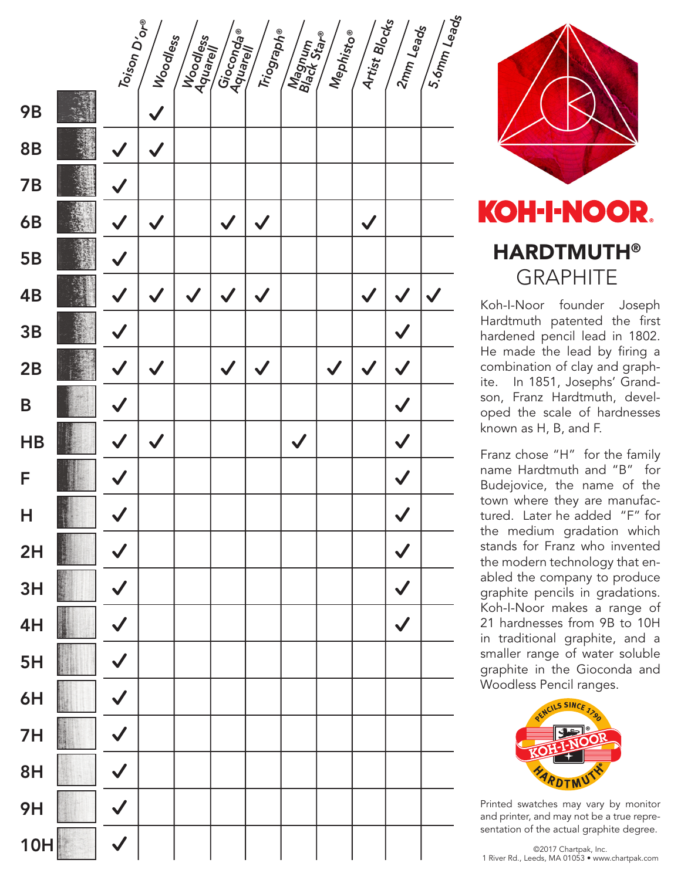| | Toison D'or® | Woodless | Woodless Aquarell | Gioconda® Aquarell | Triograph® | Magnum Black Star® | Mephisto® | Artist Blocks | 2mm Leads | 5.6mm Leads |
|---|---|---|---|---|---|---|---|---|---|---|
| 9B | | ✓ | | | | | | | | |
| 8B | ✓ | ✓ | | | | | | | | |
| 7B | ✓ | | | | | | | | | |
| 6B | ✓ | ✓ | | ✓ | ✓ | | | ✓ | | |
| 5B | ✓ | | | | | | | | | |
| 4B | ✓ | ✓ | ✓ | ✓ | ✓ | | | ✓ | ✓ | ✓ |
| 3B | ✓ | | | | | | | | ✓ | |
| 2B | ✓ | ✓ | | ✓ | ✓ | | ✓ | ✓ | ✓ | |
| B | ✓ | | | | | | | | ✓ | |
| HB | ✓ | ✓ | | | | ✓ | | | ✓ | |
| F | ✓ | | | | | | | | ✓ | |
| H | ✓ | | | | | | | | ✓ | |
| 2H | ✓ | | | | | | | | ✓ | |
| 3H | ✓ | | | | | | | | ✓ | |
| 4H | ✓ | | | | | | | | ✓ | |
| 5H | ✓ | | | | | | | | | |
| 6H | ✓ | | | | | | | | | |
| 7H | ✓ | | | | | | | | | |
| 8H | ✓ | | | | | | | | | |
| 9H | ✓ | | | | | | | | | |
| 10H | ✓ | | | | | | | | | |

# KOH-I-NOOR

## HARDTMUTH®
## GRAPHITE

Koh-I-Noor founder Joseph Hardtmuth patented the first hardened pencil lead in 1802. He made the lead by firing a combination of clay and graphite. In 1851, Josephs' Grandson, Franz Hardtmuth, developed the scale of hardnesses known as H, B, and F.

Franz chose "H" for the family name Hardtmuth and "B" for Budejovice, the name of the town where they are manufactured. Later he added "F" for the medium gradation which stands for Franz who invented the modern technology that enabled the company to produce graphite pencils in gradations. Koh-I-Noor makes a range of 21 hardnesses from 9B to 10H in traditional graphite, and a smaller range of water soluble graphite in the Gioconda and Woodless Pencil ranges.

PENCILS SINCE 1790 KOH-I-NOOR HARDTMUTH®

Printed swatches may vary by monitor and printer, and may not be a true representation of the actual graphite degree.

©2017 Chartpak, Inc.
1 River Rd., Leeds, MA 01053 • www.chartpak.com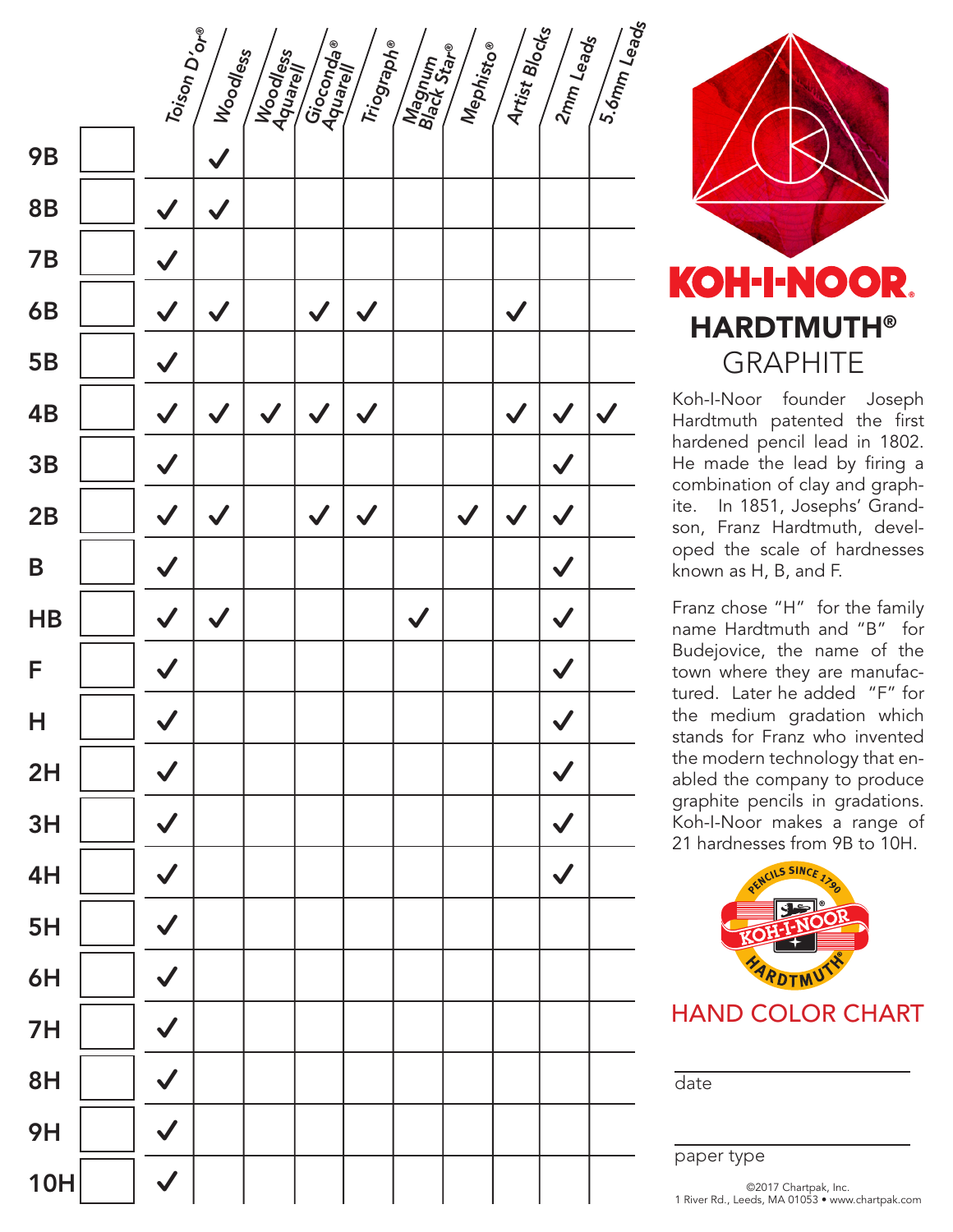| | | Toison D'or® | Woodless | Woodless Aquarell | Gioconda® Aquarell | Triograph® | Magnum Black Star® | Mephisto® | Artist Blocks | 2mm Leads | 5.6mm Leads |
|---|---|---|---|---|---|---|---|---|---|---|---|
| 9B | | | ✓ | | | | | | | | |
| 8B | | ✓ | ✓ | | | | | | | | |
| 7B | | ✓ | | | | | | | | | |
| 6B | | ✓ | ✓ | | ✓ | ✓ | | | ✓ | | |
| 5B | | ✓ | | | | | | | | | |
| 4B | | ✓ | ✓ | ✓ | ✓ | ✓ | | | ✓ | ✓ | ✓ |
| 3B | | ✓ | | | | | | | | ✓ | |
| 2B | | ✓ | ✓ | | ✓ | ✓ | | ✓ | ✓ | ✓ | |
| B | | ✓ | | | | | | | | ✓ | |
| HB | | ✓ | ✓ | | | | ✓ | | | ✓ | |
| F | | ✓ | | | | | | | | ✓ | |
| H | | ✓ | | | | | | | | ✓ | |
| 2H | | ✓ | | | | | | | | ✓ | |
| 3H | | ✓ | | | | | | | | ✓ | |
| 4H | | ✓ | | | | | | | | ✓ | |
| 5H | | ✓ | | | | | | | | | |
| 6H | | ✓ | | | | | | | | | |
| 7H | | ✓ | | | | | | | | | |
| 8H | | ✓ | | | | | | | | | |
| 9H | | ✓ | | | | | | | | | |
| 10H | | ✓ | | | | | | | | | |

# KOH-I-NOOR HARDTMUTH®

## GRAPHITE

Koh-I-Noor founder Joseph Hardtmuth patented the first hardened pencil lead in 1802. He made the lead by firing a combination of clay and graphite. In 1851, Josephs' Grandson, Franz Hardtmuth, developed the scale of hardnesses known as H, B, and F.

Franz chose "H" for the family name Hardtmuth and "B" for Budejovice, the name of the town where they are manufactured. Later he added "F" for the medium gradation which stands for Franz who invented the modern technology that enabled the company to produce graphite pencils in gradations. Koh-I-Noor makes a range of 21 hardnesses from 9B to 10H.

PENCILS SINCE 1790 KOH-I-NOOR® HARDTMUTH

## HAND COLOR CHART

date

paper type

©2017 Chartpak, Inc.
1 River Rd., Leeds, MA 01053 • www.chartpak.com